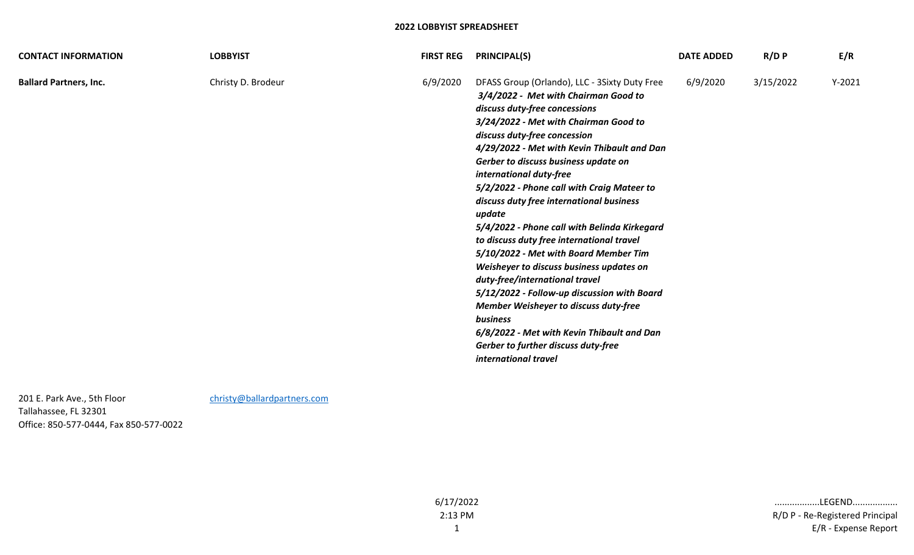**2022 LOBBYIST SPREADSHEET**

| CONTACT INFORMATION | LOBBYIST | FIRST REG | PRINCIPAL(S) | DATE ADDED | R/D P | E/R |
| --- | --- | --- | --- | --- | --- | --- |
| **Ballard Partners, Inc.** | Christy D. Brodeur | 6/9/2020 | DFASS Group (Orlando), LLC - 3Sixty Duty Free<br>***3/4/2022 - Met with Chairman Good to discuss duty-free concessions***<br>***3/24/2022 - Met with Chairman Good to discuss duty-free concession***<br>***4/29/2022 - Met with Kevin Thibault and Dan Gerber to discuss business update on international duty-free***<br>***5/2/2022 - Phone call with Craig Mateer to discuss duty free international business update***<br>***5/4/2022 - Phone call with Belinda Kirkegard to discuss duty free international travel***<br>***5/10/2022 - Met with Board Member Tim Weisheyer to discuss business updates on duty-free/international travel***<br>***5/12/2022 - Follow-up discussion with Board Member Weisheyer to discuss duty-free business***<br>***6/8/2022 - Met with Kevin Thibault and Dan Gerber to further discuss duty-free international travel*** | 6/9/2020 | 3/15/2022 | Y-2021 |
| 201 E. Park Ave., 5th Floor<br>Tallahassee, FL 32301<br>Office: 850-577-0444, Fax 850-577-0022 | christy@ballardpartners.com | | | | | |

6/17/2022
2:13 PM

.................LEGEND.................
R/D P - Re-Registered Principal
E/R - Expense Report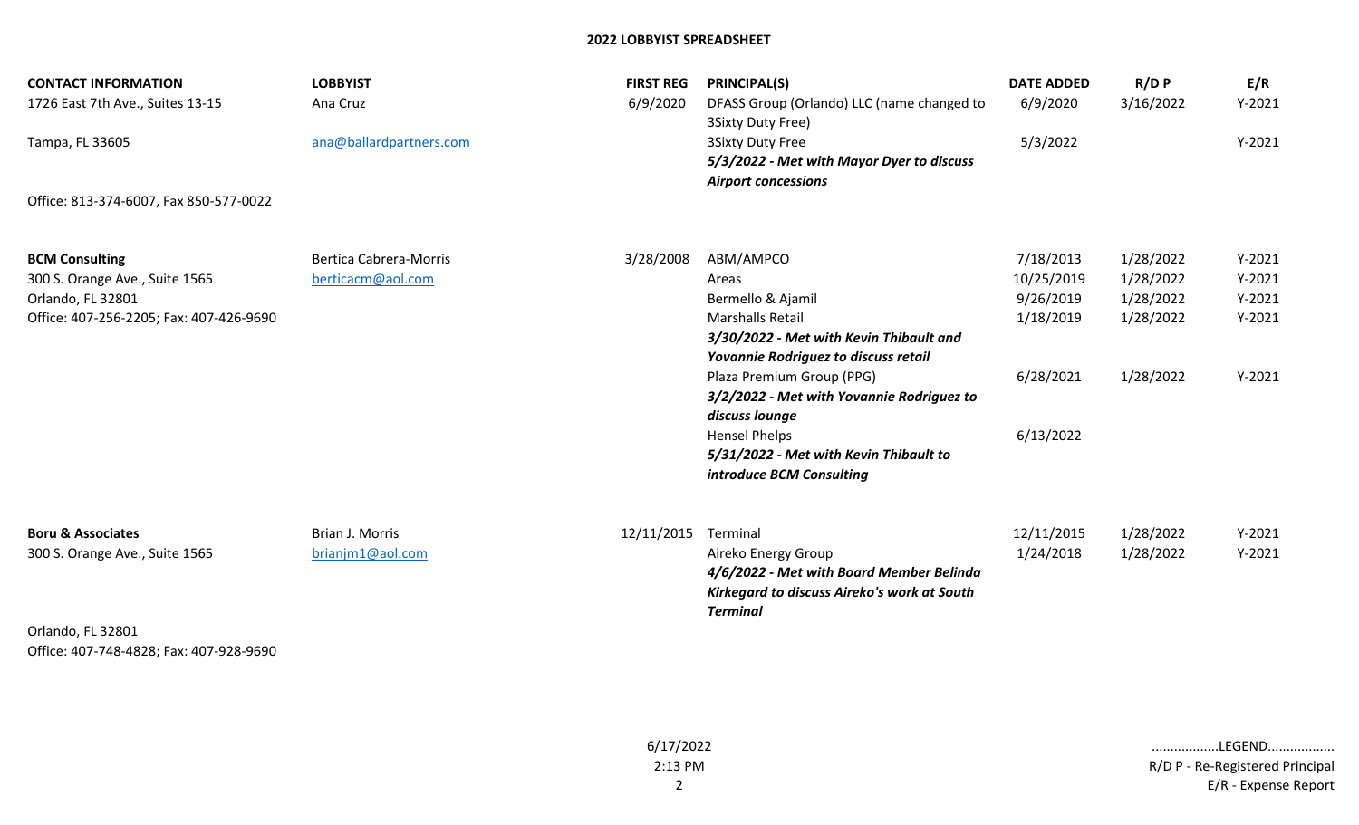## 2022 LOBBYIST SPREADSHEET

| CONTACT INFORMATION | LOBBYIST | FIRST REG | PRINCIPAL(S) | DATE ADDED | R/D P | E/R |
|---|---|---|---|---|---|---|
| 1726 East 7th Ave., Suites 13-15 | Ana Cruz | 6/9/2020 | DFASS Group (Orlando) LLC (name changed to 3Sixty Duty Free) | 6/9/2020 | 3/16/2022 | Y-2021 |
| Tampa, FL 33605 | ana@ballardpartners.com | | 3Sixty Duty Free | 5/3/2022 | | Y-2021 |
| | | | ***5/3/2022 - Met with Mayor Dyer to discuss Airport concessions*** | | | |
| Office: 813-374-6007, Fax 850-577-0022 | | | | | | |
| **BCM Consulting** | Bertica Cabrera-Morris | 3/28/2008 | ABM/AMPCO | 7/18/2013 | 1/28/2022 | Y-2021 |
| 300 S. Orange Ave., Suite 1565 | berticacm@aol.com | | Areas | 10/25/2019 | 1/28/2022 | Y-2021 |
| Orlando, FL 32801 | | | Bermello & Ajamil | 9/26/2019 | 1/28/2022 | Y-2021 |
| Office: 407-256-2205; Fax: 407-426-9690 | | | Marshalls Retail | 1/18/2019 | 1/28/2022 | Y-2021 |
| | | | ***3/30/2022 - Met with Kevin Thibault and Yovannie Rodriguez to discuss retail*** | | | |
| | | | Plaza Premium Group (PPG) | 6/28/2021 | 1/28/2022 | Y-2021 |
| | | | ***3/2/2022 - Met with Yovannie Rodriguez to discuss lounge*** | | | |
| | | | Hensel Phelps | 6/13/2022 | | |
| | | | ***5/31/2022 - Met with Kevin Thibault to introduce BCM Consulting*** | | | |
| **Boru & Associates** | Brian J. Morris | 12/11/2015 | Terminal | 12/11/2015 | 1/28/2022 | Y-2021 |
| 300 S. Orange Ave., Suite 1565 | brianjm1@aol.com | | Aireko Energy Group | 1/24/2018 | 1/28/2022 | Y-2021 |
| | | | ***4/6/2022 - Met with Board Member Belinda Kirkegard to discuss Aireko's work at South Terminal*** | | | |
| Orlando, FL 32801 | | | | | | |
| Office: 407-748-4828; Fax: 407-928-9690 | | | | | | |

6/17/2022
2:13 PM

.................LEGEND.................
R/D P - Re-Registered Principal
E/R - Expense Report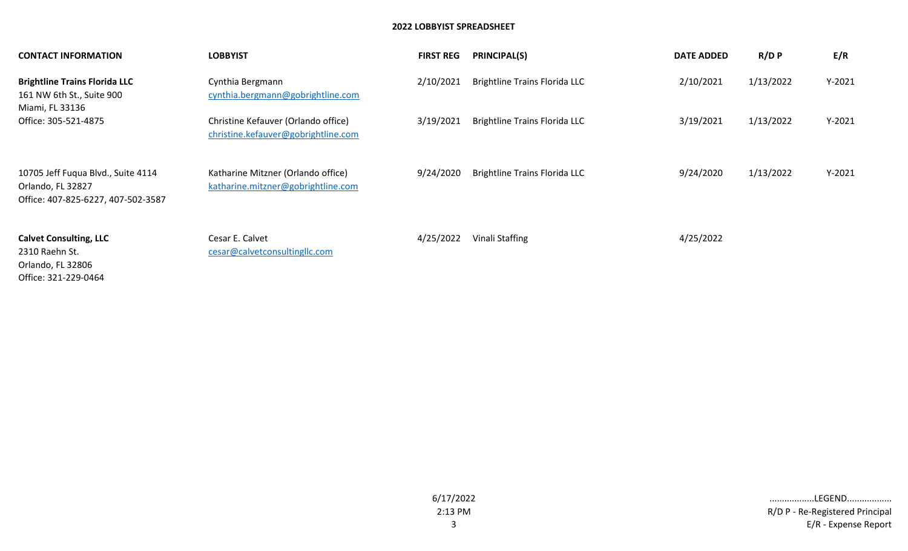**2022 LOBBYIST SPREADSHEET**

| CONTACT INFORMATION | LOBBYIST | FIRST REG | PRINCIPAL(S) | DATE ADDED | R/D P | E/R |
|---|---|---|---|---|---|---|
| **Brightline Trains Florida LLC**<br>161 NW 6th St., Suite 900<br>Miami, FL 33136<br>Office: 305-521-4875 | Cynthia Bergmann<br>cynthia.bergmann@gobrightline.com | 2/10/2021 | Brightline Trains Florida LLC | 2/10/2021 | 1/13/2022 | Y-2021 |
| | Christine Kefauver (Orlando office)<br>christine.kefauver@gobrightline.com | 3/19/2021 | Brightline Trains Florida LLC | 3/19/2021 | 1/13/2022 | Y-2021 |
| 10705 Jeff Fuqua Blvd., Suite 4114<br>Orlando, FL 32827<br>Office: 407-825-6227, 407-502-3587 | Katharine Mitzner (Orlando office)<br>katharine.mitzner@gobrightline.com | 9/24/2020 | Brightline Trains Florida LLC | 9/24/2020 | 1/13/2022 | Y-2021 |
| **Calvet Consulting, LLC**<br>2310 Raehn St.<br>Orlando, FL 32806<br>Office: 321-229-0464 | Cesar E. Calvet<br>cesar@calvetconsultingllc.com | 4/25/2022 | Vinali Staffing | 4/25/2022 | | |

6/17/2022
2:13 PM

.................LEGEND.................
R/D P - Re-Registered Principal
E/R - Expense Report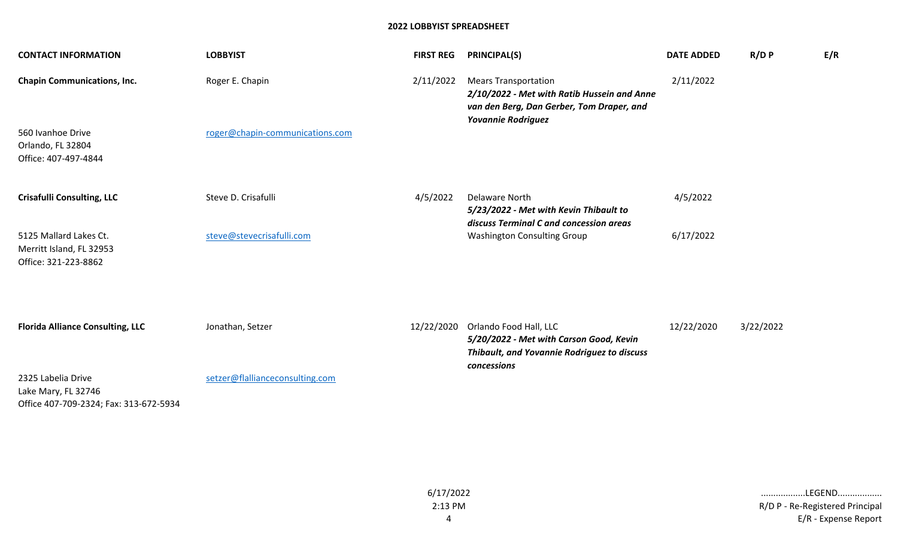**2022 LOBBYIST SPREADSHEET**

| CONTACT INFORMATION | LOBBYIST | FIRST REG | PRINCIPAL(S) | DATE ADDED | R/D P | E/R |
|---|---|---|---|---|---|---|
| **Chapin Communications, Inc.** | Roger E. Chapin | 2/11/2022 | Mears Transportation<br>***2/10/2022 - Met with Ratib Hussein and Anne van den Berg, Dan Gerber, Tom Draper, and Yovannie Rodriguez*** | 2/11/2022 | | |
| 560 Ivanhoe Drive<br>Orlando, FL 32804<br>Office: 407-497-4844 | roger@chapin-communications.com | | | | | |
| **Crisafulli Consulting, LLC** | Steve D. Crisafulli | 4/5/2022 | Delaware North<br>***5/23/2022 - Met with Kevin Thibault to discuss Terminal C and concession areas*** | 4/5/2022 | | |
| 5125 Mallard Lakes Ct.<br>Merritt Island, FL 32953<br>Office: 321-223-8862 | steve@stevecrisafulli.com | | Washington Consulting Group | 6/17/2022 | | |
| **Florida Alliance Consulting, LLC** | Jonathan, Setzer | 12/22/2020 | Orlando Food Hall, LLC<br>***5/20/2022 - Met with Carson Good, Kevin Thibault, and Yovannie Rodriguez to discuss concessions*** | 12/22/2020 | 3/22/2022 | |
| 2325 Labelia Drive<br>Lake Mary, FL 32746<br>Office 407-709-2324; Fax: 313-672-5934 | setzer@flallianceconsulting.com | | | | | |

6/17/2022
2:13 PM

.................LEGEND.................
R/D P - Re-Registered Principal
E/R - Expense Report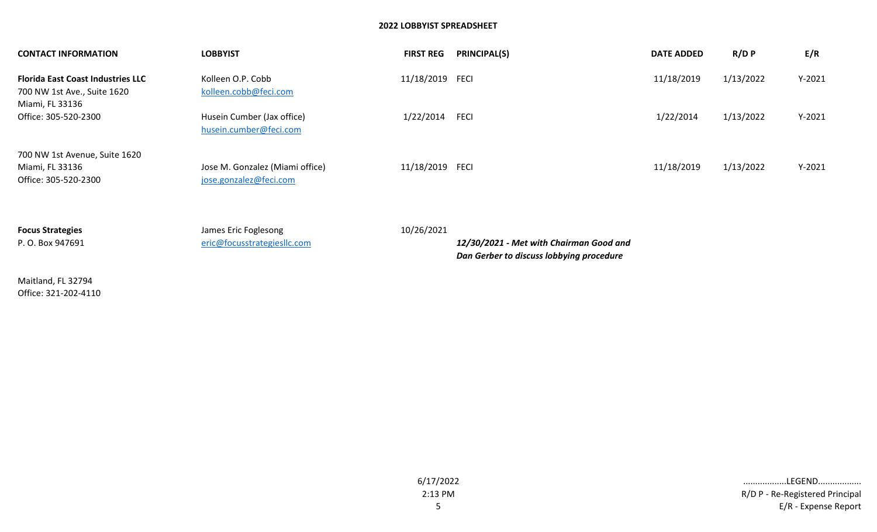## 2022 LOBBYIST SPREADSHEET

| CONTACT INFORMATION | LOBBYIST | FIRST REG | PRINCIPAL(S) | DATE ADDED | R/D P | E/R |
|---|---|---|---|---|---|---|
| **Florida East Coast Industries LLC**<br>700 NW 1st Ave., Suite 1620<br>Miami, FL 33136<br>Office: 305-520-2300 | Kolleen O.P. Cobb<br>kolleen.cobb@feci.com | 11/18/2019 | FECI | 11/18/2019 | 1/13/2022 | Y-2021 |
| | Husein Cumber (Jax office)<br>husein.cumber@feci.com | 1/22/2014 | FECI | 1/22/2014 | 1/13/2022 | Y-2021 |
| 700 NW 1st Avenue, Suite 1620<br>Miami, FL 33136<br>Office: 305-520-2300 | Jose M. Gonzalez (Miami office)<br>jose.gonzalez@feci.com | 11/18/2019 | FECI | 11/18/2019 | 1/13/2022 | Y-2021 |
| **Focus Strategies**<br>P. O. Box 947691<br>Maitland, FL 32794<br>Office: 321-202-4110 | James Eric Foglesong<br>eric@focusstrategiesllc.com | 10/26/2021 | ***12/30/2021 - Met with Chairman Good and Dan Gerber to discuss lobbying procedure*** | | | |

6/17/2022
2:13 PM

.................LEGEND.................
R/D P - Re-Registered Principal
E/R - Expense Report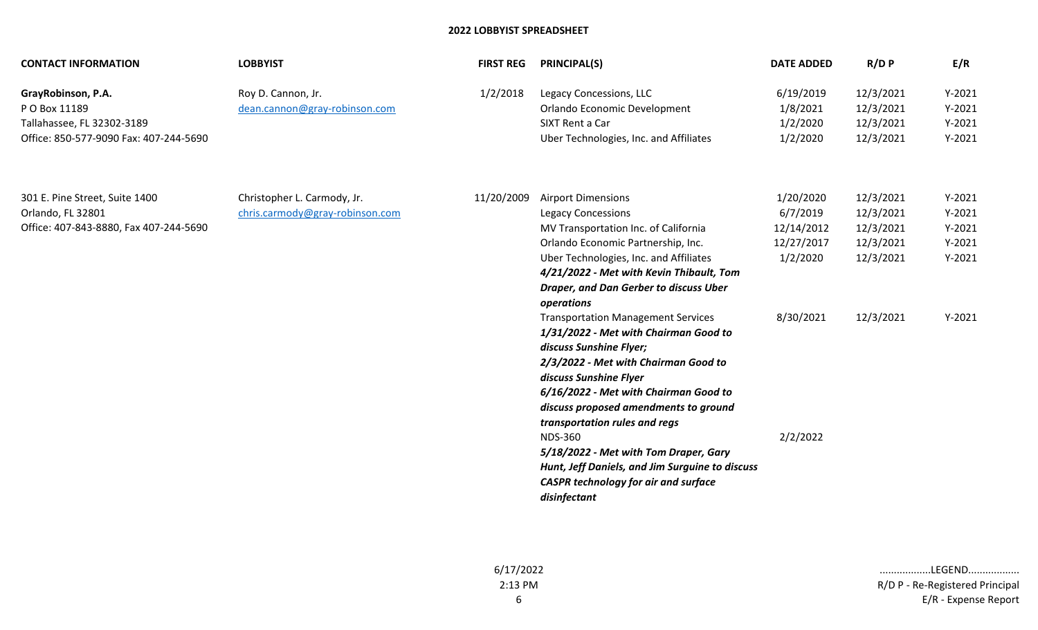# 2022 LOBBYIST SPREADSHEET

| CONTACT INFORMATION | LOBBYIST | FIRST REG | PRINCIPAL(S) | DATE ADDED | R/D P | E/R |
|---|---|---|---|---|---|---|
| **GrayRobinson, P.A.** | Roy D. Cannon, Jr. | 1/2/2018 | Legacy Concessions, LLC | 6/19/2019 | 12/3/2021 | Y-2021 |
| P O Box 11189 | dean.cannon@gray-robinson.com | | Orlando Economic Development | 1/8/2021 | 12/3/2021 | Y-2021 |
| Tallahassee, FL 32302-3189 | | | SIXT Rent a Car | 1/2/2020 | 12/3/2021 | Y-2021 |
| Office: 850-577-9090 Fax: 407-244-5690 | | | Uber Technologies, Inc. and Affiliates | 1/2/2020 | 12/3/2021 | Y-2021 |
| 301 E. Pine Street, Suite 1400 | Christopher L. Carmody, Jr. | 11/20/2009 | Airport Dimensions | 1/20/2020 | 12/3/2021 | Y-2021 |
| Orlando, FL 32801 | chris.carmody@gray-robinson.com | | Legacy Concessions | 6/7/2019 | 12/3/2021 | Y-2021 |
| Office: 407-843-8880, Fax 407-244-5690 | | | MV Transportation Inc. of California | 12/14/2012 | 12/3/2021 | Y-2021 |
| | | | Orlando Economic Partnership, Inc. | 12/27/2017 | 12/3/2021 | Y-2021 |
| | | | Uber Technologies, Inc. and Affiliates | 1/2/2020 | 12/3/2021 | Y-2021 |
| | | | ***4/21/2022 - Met with Kevin Thibault, Tom Draper, and Dan Gerber to discuss Uber operations*** | | | |
| | | | Transportation Management Services | 8/30/2021 | 12/3/2021 | Y-2021 |
| | | | ***1/31/2022 - Met with Chairman Good to discuss Sunshine Flyer;*** | | | |
| | | | ***2/3/2022 - Met with Chairman Good to discuss Sunshine Flyer*** | | | |
| | | | ***6/16/2022 - Met with Chairman Good to discuss proposed amendments to ground transportation rules and regs*** | | | |
| | | | NDS-360 | 2/2/2022 | | |
| | | | ***5/18/2022 - Met with Tom Draper, Gary Hunt, Jeff Daniels, and Jim Surguine to discuss CASPR technology for air and surface disinfectant*** | | | |

6/17/2022
2:13 PM

.................LEGEND.................
R/D P - Re-Registered Principal
E/R - Expense Report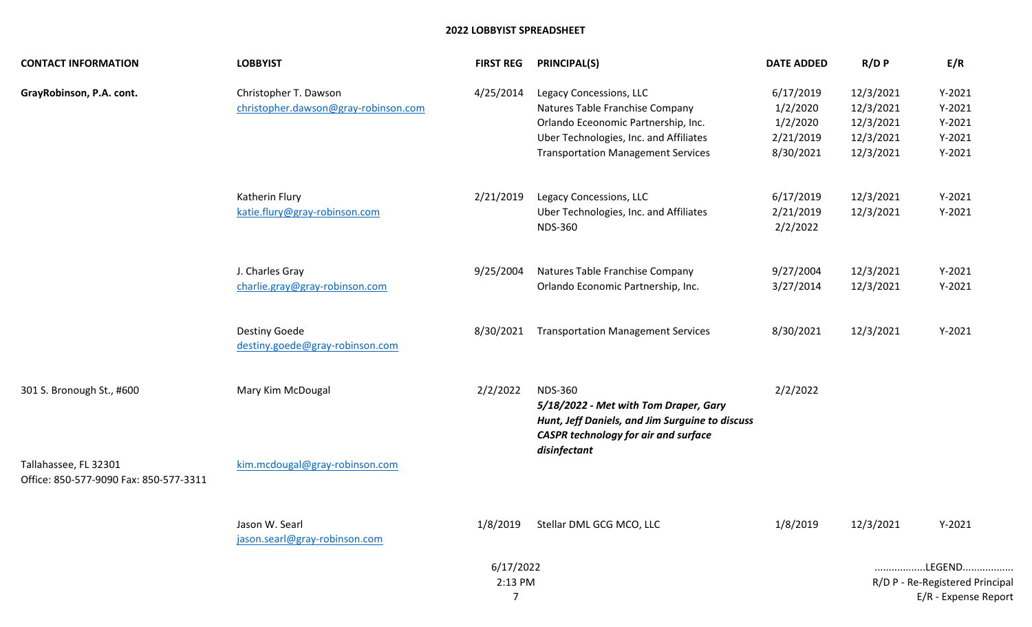**2022 LOBBYIST SPREADSHEET**

| CONTACT INFORMATION | LOBBYIST | FIRST REG | PRINCIPAL(S) | DATE ADDED | R/D P | E/R |
|---|---|---|---|---|---|---|
| **GrayRobinson, P.A. cont.** | Christopher T. Dawson | 4/25/2014 | Legacy Concessions, LLC | 6/17/2019 | 12/3/2021 | Y-2021 |
| | christopher.dawson@gray-robinson.com | | Natures Table Franchise Company | 1/2/2020 | 12/3/2021 | Y-2021 |
| | | | Orlando Eceonomic Partnership, Inc. | 1/2/2020 | 12/3/2021 | Y-2021 |
| | | | Uber Technologies, Inc. and Affiliates | 2/21/2019 | 12/3/2021 | Y-2021 |
| | | | Transportation Management Services | 8/30/2021 | 12/3/2021 | Y-2021 |
| | Katherin Flury | 2/21/2019 | Legacy Concessions, LLC | 6/17/2019 | 12/3/2021 | Y-2021 |
| | katie.flury@gray-robinson.com | | Uber Technologies, Inc. and Affiliates | 2/21/2019 | 12/3/2021 | Y-2021 |
| | | | NDS-360 | 2/2/2022 | | |
| | J. Charles Gray | 9/25/2004 | Natures Table Franchise Company | 9/27/2004 | 12/3/2021 | Y-2021 |
| | charlie.gray@gray-robinson.com | | Orlando Economic Partnership, Inc. | 3/27/2014 | 12/3/2021 | Y-2021 |
| | Destiny Goede | 8/30/2021 | Transportation Management Services | 8/30/2021 | 12/3/2021 | Y-2021 |
| | destiny.goede@gray-robinson.com | | | | | |
| 301 S. Bronough St., #600 | Mary Kim McDougal | 2/2/2022 | NDS-360 | 2/2/2022 | | |
| | | | ***5/18/2022 - Met with Tom Draper, Gary Hunt, Jeff Daniels, and Jim Surguine to discuss CASPR technology for air and surface disinfectant*** | | | |
| Tallahassee, FL 32301 | kim.mcdougal@gray-robinson.com | | | | | |
| Office: 850-577-9090 Fax: 850-577-3311 | | | | | | |
| | Jason W. Searl | 1/8/2019 | Stellar DML GCG MCO, LLC | 1/8/2019 | 12/3/2021 | Y-2021 |
| | jason.searl@gray-robinson.com | | | | | |

6/17/2022
2:13 PM

.................LEGEND.................
R/D P - Re-Registered Principal
E/R - Expense Report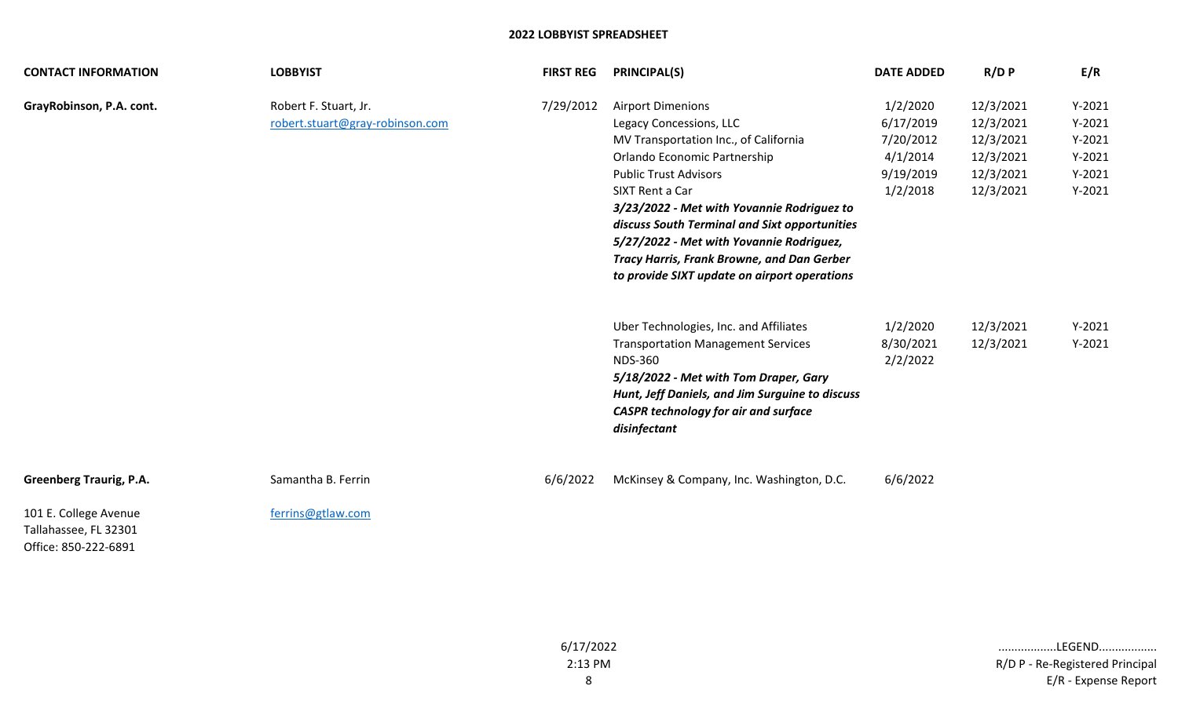## 2022 LOBBYIST SPREADSHEET

| CONTACT INFORMATION | LOBBYIST | FIRST REG | PRINCIPAL(S) | DATE ADDED | R/D P | E/R |
|---|---|---|---|---|---|---|
| **GrayRobinson, P.A. cont.** | Robert F. Stuart, Jr. | 7/29/2012 | Airport Dimenions | 1/2/2020 | 12/3/2021 | Y-2021 |
| | robert.stuart@gray-robinson.com | | Legacy Concessions, LLC | 6/17/2019 | 12/3/2021 | Y-2021 |
| | | | MV Transportation Inc., of California | 7/20/2012 | 12/3/2021 | Y-2021 |
| | | | Orlando Economic Partnership | 4/1/2014 | 12/3/2021 | Y-2021 |
| | | | Public Trust Advisors | 9/19/2019 | 12/3/2021 | Y-2021 |
| | | | SIXT Rent a Car | 1/2/2018 | 12/3/2021 | Y-2021 |
| | | | ***3/23/2022 - Met with Yovannie Rodriguez to discuss South Terminal and Sixt opportunities*** | | | |
| | | | ***5/27/2022 - Met with Yovannie Rodriguez, Tracy Harris, Frank Browne, and Dan Gerber to provide SIXT update on airport operations*** | | | |
| | | | Uber Technologies, Inc. and Affiliates | 1/2/2020 | 12/3/2021 | Y-2021 |
| | | | Transportation Management Services | 8/30/2021 | 12/3/2021 | Y-2021 |
| | | | NDS-360 | 2/2/2022 | | |
| | | | ***5/18/2022 - Met with Tom Draper, Gary Hunt, Jeff Daniels, and Jim Surguine to discuss CASPR technology for air and surface disinfectant*** | | | |
| **Greenberg Traurig, P.A.** | Samantha B. Ferrin | 6/6/2022 | McKinsey & Company, Inc. Washington, D.C. | 6/6/2022 | | |
| 101 E. College Avenue<br>Tallahassee, FL 32301<br>Office: 850-222-6891 | ferrins@gtlaw.com | | | | | |

6/17/2022
2:13 PM

.................LEGEND.................
R/D P - Re-Registered Principal
E/R - Expense Report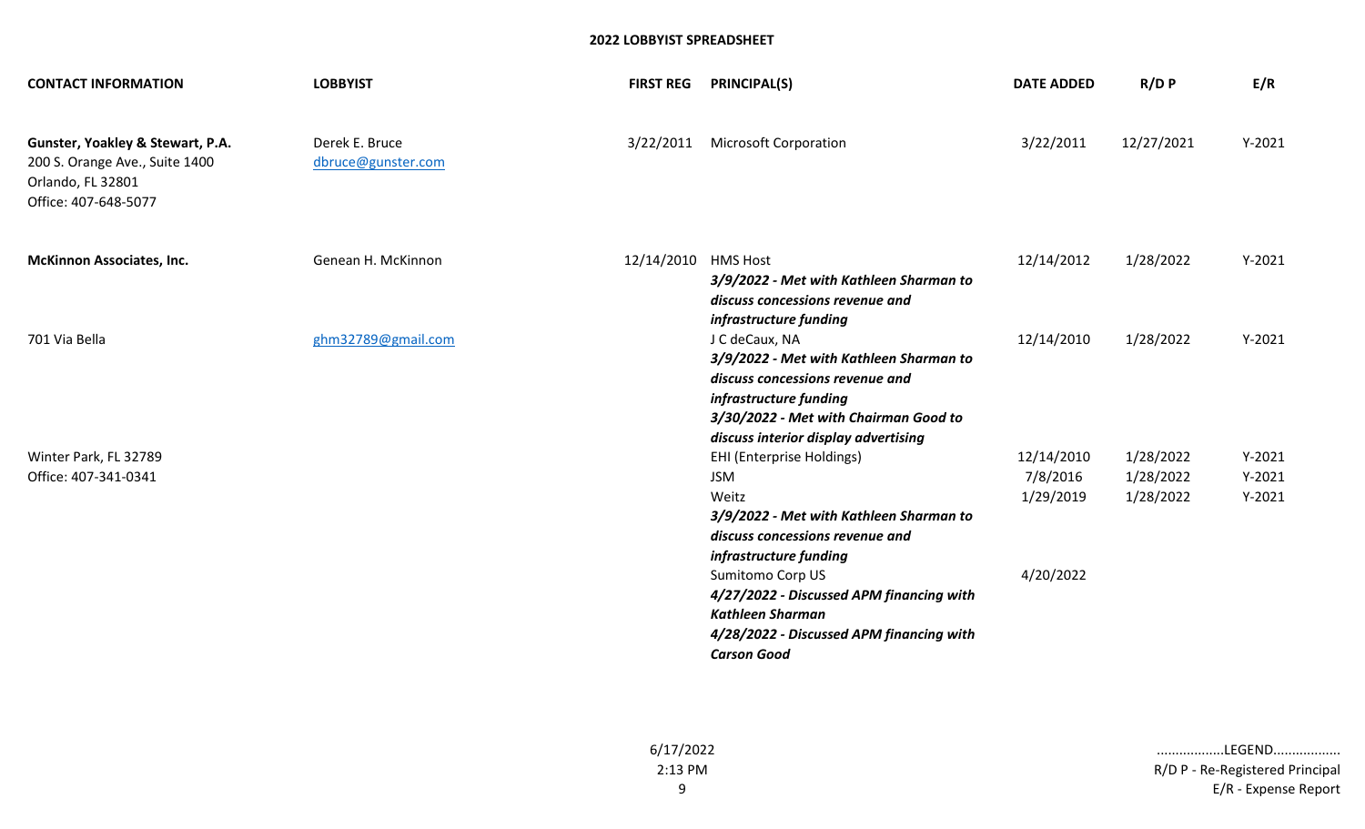**2022 LOBBYIST SPREADSHEET**

| CONTACT INFORMATION | LOBBYIST | FIRST REG | PRINCIPAL(S) | DATE ADDED | R/D P | E/R |
|---|---|---|---|---|---|---|
| **Gunster, Yoakley & Stewart, P.A.**<br>200 S. Orange Ave., Suite 1400<br>Orlando, FL 32801<br>Office: 407-648-5077 | Derek E. Bruce<br>dbruce@gunster.com | 3/22/2011 | Microsoft Corporation | 3/22/2011 | 12/27/2021 | Y-2021 |
| **McKinnon Associates, Inc.** | Genean H. McKinnon | 12/14/2010 | HMS Host<br>***3/9/2022 - Met with Kathleen Sharman to discuss concessions revenue and infrastructure funding*** | 12/14/2012 | 1/28/2022 | Y-2021 |
| 701 Via Bella | ghm32789@gmail.com | | J C deCaux, NA<br>***3/9/2022 - Met with Kathleen Sharman to discuss concessions revenue and infrastructure funding***<br>***3/30/2022 - Met with Chairman Good to discuss interior display advertising*** | 12/14/2010 | 1/28/2022 | Y-2021 |
| Winter Park, FL 32789<br>Office: 407-341-0341 | | | EHI (Enterprise Holdings) | 12/14/2010 | 1/28/2022 | Y-2021 |
| | | | JSM | 7/8/2016 | 1/28/2022 | Y-2021 |
| | | | Weitz<br>***3/9/2022 - Met with Kathleen Sharman to discuss concessions revenue and infrastructure funding*** | 1/29/2019 | 1/28/2022 | Y-2021 |
| | | | Sumitomo Corp US<br>***4/27/2022 - Discussed APM financing with Kathleen Sharman***<br>***4/28/2022 - Discussed APM financing with Carson Good*** | 4/20/2022 | | |

6/17/2022
2:13 PM

.................LEGEND.................
R/D P - Re-Registered Principal
E/R - Expense Report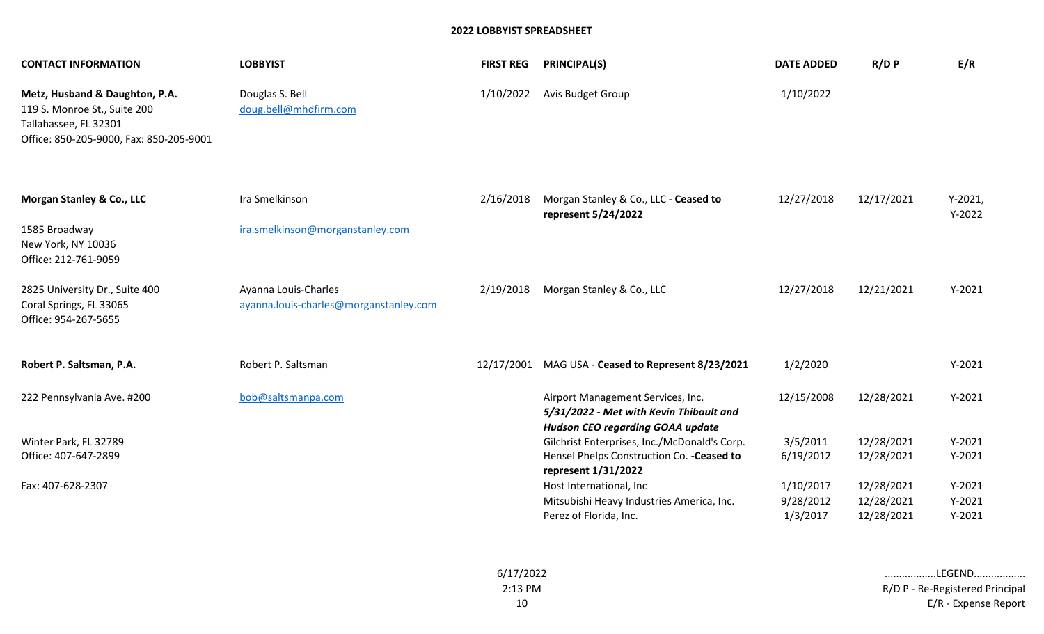**2022 LOBBYIST SPREADSHEET**

| CONTACT INFORMATION | LOBBYIST | FIRST REG | PRINCIPAL(S) | DATE ADDED | R/D P | E/R |
|---|---|---|---|---|---|---|
| **Metz, Husband & Daughton, P.A.**<br>119 S. Monroe St., Suite 200<br>Tallahassee, FL 32301<br>Office: 850-205-9000, Fax: 850-205-9001 | Douglas S. Bell<br>doug.bell@mhdfirm.com | 1/10/2022 | Avis Budget Group | 1/10/2022 | | |
| **Morgan Stanley & Co., LLC**<br>1585 Broadway<br>New York, NY 10036<br>Office: 212-761-9059 | Ira Smelkinson<br>ira.smelkinson@morganstanley.com | 2/16/2018 | Morgan Stanley & Co., LLC - **Ceased to represent 5/24/2022** | 12/27/2018 | 12/17/2021 | Y-2021, Y-2022 |
| 2825 University Dr., Suite 400<br>Coral Springs, FL 33065<br>Office: 954-267-5655 | Ayanna Louis-Charles<br>ayanna.louis-charles@morganstanley.com | 2/19/2018 | Morgan Stanley & Co., LLC | 12/27/2018 | 12/21/2021 | Y-2021 |
| **Robert P. Saltsman, P.A.** | Robert P. Saltsman | 12/17/2001 | MAG USA - **Ceased to Represent 8/23/2021** | 1/2/2020 | | Y-2021 |
| 222 Pennsylvania Ave. #200 | bob@saltsmanpa.com | | Airport Management Services, Inc. ***5/31/2022 - Met with Kevin Thibault and Hudson CEO regarding GOAA update*** | 12/15/2008 | 12/28/2021 | Y-2021 |
| Winter Park, FL 32789<br>Office: 407-647-2899 | | | Gilchrist Enterprises, Inc./McDonald's Corp. | 3/5/2011 | 12/28/2021 | Y-2021 |
| | | | Hensel Phelps Construction Co. **-Ceased to represent 1/31/2022** | 6/19/2012 | 12/28/2021 | Y-2021 |
| Fax: 407-628-2307 | | | Host International, Inc | 1/10/2017 | 12/28/2021 | Y-2021 |
| | | | Mitsubishi Heavy Industries America, Inc. | 9/28/2012 | 12/28/2021 | Y-2021 |
| | | | Perez of Florida, Inc. | 1/3/2017 | 12/28/2021 | Y-2021 |

6/17/2022
2:13 PM

.................LEGEND.................
R/D P - Re-Registered Principal
E/R - Expense Report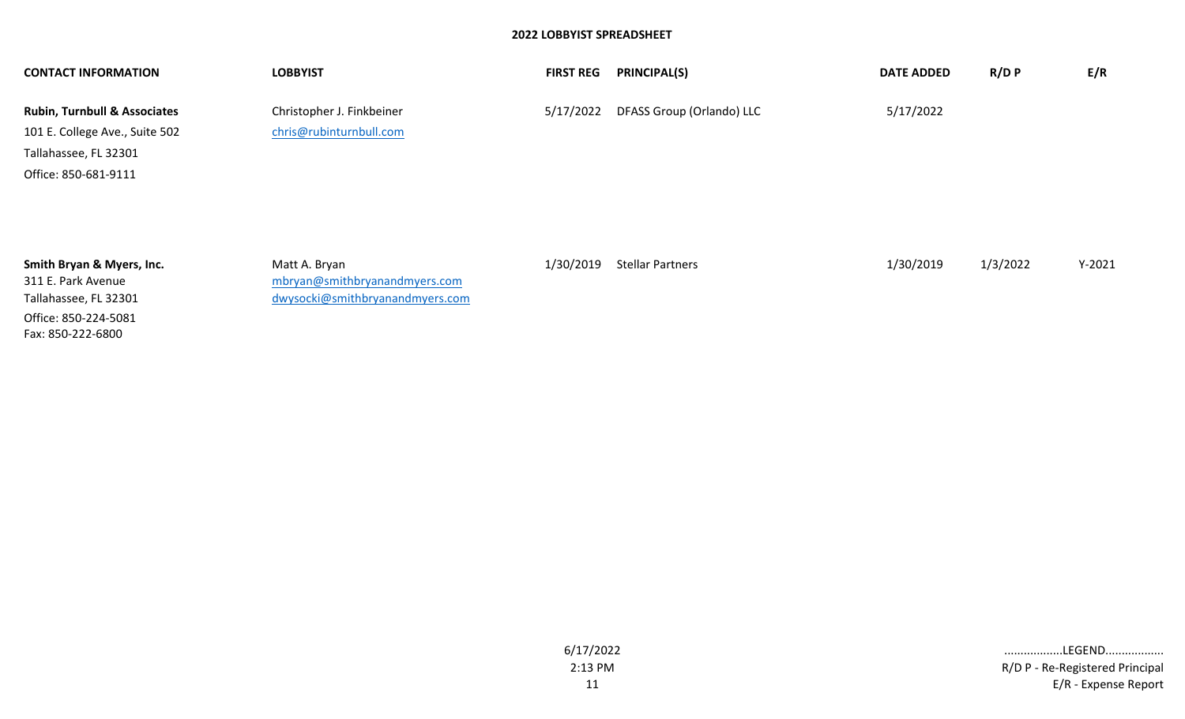## 2022 LOBBYIST SPREADSHEET

| CONTACT INFORMATION | LOBBYIST | FIRST REG | PRINCIPAL(S) | DATE ADDED | R/D P | E/R |
|---|---|---|---|---|---|---|
| **Rubin, Turnbull & Associates**<br>101 E. College Ave., Suite 502<br>Tallahassee, FL 32301<br>Office: 850-681-9111 | Christopher J. Finkbeiner<br>chris@rubinturnbull.com | 5/17/2022 | DFASS Group (Orlando) LLC | 5/17/2022 | | |
| **Smith Bryan & Myers, Inc.**<br>311 E. Park Avenue<br>Tallahassee, FL 32301<br>Office: 850-224-5081<br>Fax: 850-222-6800 | Matt A. Bryan<br>mbryan@smithbryanandmyers.com<br>dwysocki@smithbryanandmyers.com | 1/30/2019 | Stellar Partners | 1/30/2019 | 1/3/2022 | Y-2021 |

6/17/2022
2:13 PM

.................LEGEND.................
R/D P - Re-Registered Principal
E/R - Expense Report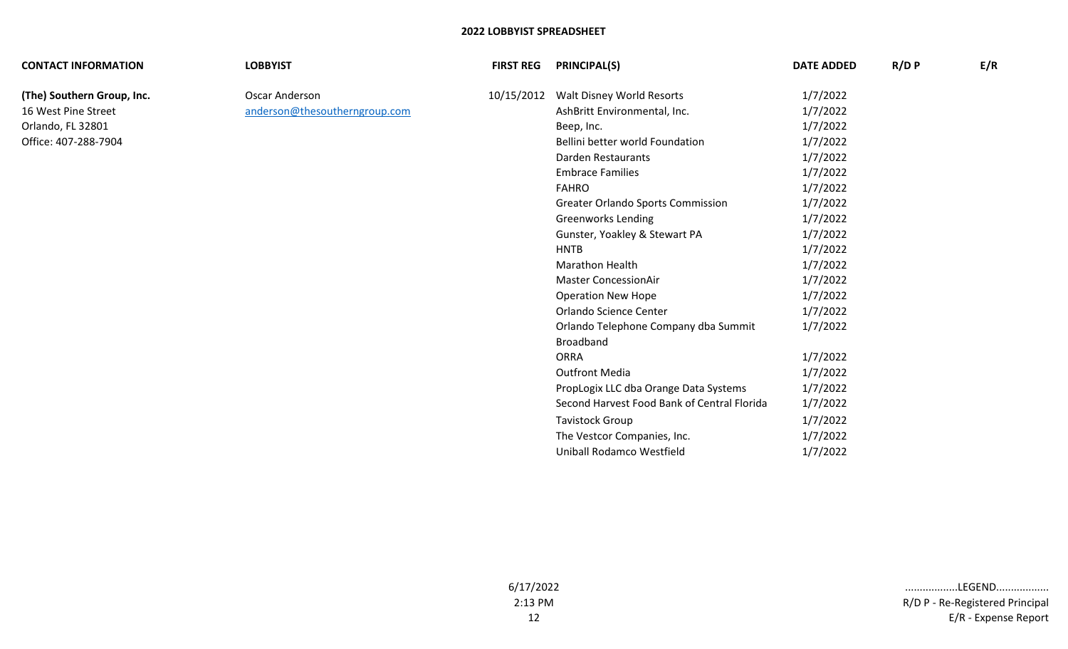**2022 LOBBYIST SPREADSHEET**

| CONTACT INFORMATION | LOBBYIST | FIRST REG | PRINCIPAL(S) | DATE ADDED | R/D P | E/R |
|---|---|---|---|---|---|---|
| **(The) Southern Group, Inc.** | Oscar Anderson | 10/15/2012 | Walt Disney World Resorts | 1/7/2022 | | |
| 16 West Pine Street | anderson@thesoutherngroup.com | | AshBritt Environmental, Inc. | 1/7/2022 | | |
| Orlando, FL 32801 | | | Beep, Inc. | 1/7/2022 | | |
| Office: 407-288-7904 | | | Bellini better world Foundation | 1/7/2022 | | |
| | | | Darden Restaurants | 1/7/2022 | | |
| | | | Embrace Families | 1/7/2022 | | |
| | | | FAHRO | 1/7/2022 | | |
| | | | Greater Orlando Sports Commission | 1/7/2022 | | |
| | | | Greenworks Lending | 1/7/2022 | | |
| | | | Gunster, Yoakley & Stewart PA | 1/7/2022 | | |
| | | | HNTB | 1/7/2022 | | |
| | | | Marathon Health | 1/7/2022 | | |
| | | | Master ConcessionAir | 1/7/2022 | | |
| | | | Operation New Hope | 1/7/2022 | | |
| | | | Orlando Science Center | 1/7/2022 | | |
| | | | Orlando Telephone Company dba Summit Broadband | 1/7/2022 | | |
| | | | ORRA | 1/7/2022 | | |
| | | | Outfront Media | 1/7/2022 | | |
| | | | PropLogix LLC dba Orange Data Systems | 1/7/2022 | | |
| | | | Second Harvest Food Bank of Central Florida | 1/7/2022 | | |
| | | | Tavistock Group | 1/7/2022 | | |
| | | | The Vestcor Companies, Inc. | 1/7/2022 | | |
| | | | Uniball Rodamco Westfield | 1/7/2022 | | |

6/17/2022
2:13 PM

.................LEGEND.................
R/D P - Re-Registered Principal
E/R - Expense Report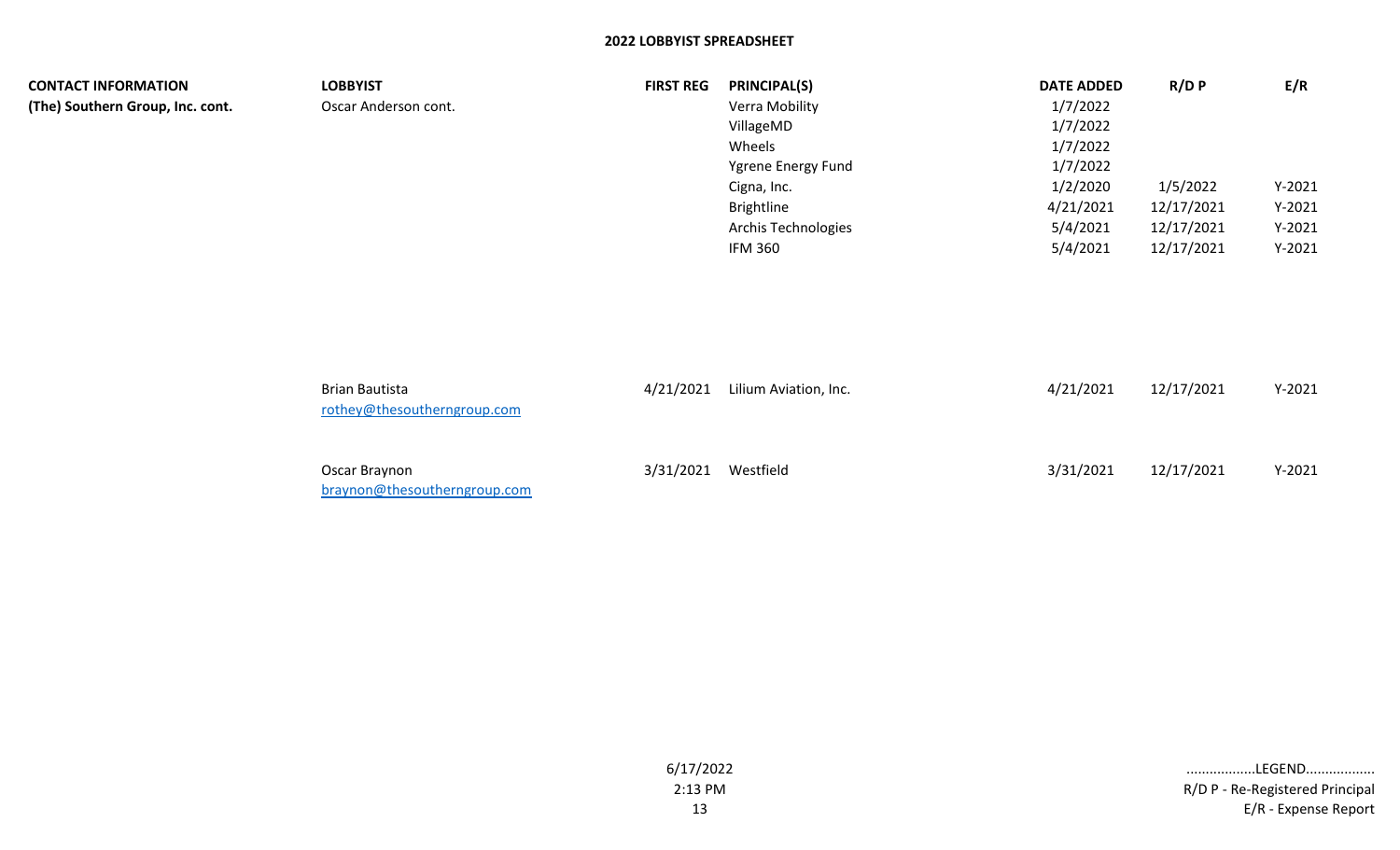# 2022 LOBBYIST SPREADSHEET

| CONTACT INFORMATION | LOBBYIST | FIRST REG | PRINCIPAL(S) | DATE ADDED | R/D P | E/R |
|---|---|---|---|---|---|---|
| (The) Southern Group, Inc. cont. | Oscar Anderson cont. | | Verra Mobility | 1/7/2022 | | |
| | | | VillageMD | 1/7/2022 | | |
| | | | Wheels | 1/7/2022 | | |
| | | | Ygrene Energy Fund | 1/7/2022 | | |
| | | | Cigna, Inc. | 1/2/2020 | 1/5/2022 | Y-2021 |
| | | | Brightline | 4/21/2021 | 12/17/2021 | Y-2021 |
| | | | Archis Technologies | 5/4/2021 | 12/17/2021 | Y-2021 |
| | | | IFM 360 | 5/4/2021 | 12/17/2021 | Y-2021 |
| | Brian Bautista<br>rothey@thesoutherngroup.com | 4/21/2021 | Lilium Aviation, Inc. | 4/21/2021 | 12/17/2021 | Y-2021 |
| | Oscar Braynon<br>braynon@thesoutherngroup.com | 3/31/2021 | Westfield | 3/31/2021 | 12/17/2021 | Y-2021 |

6/17/2022
2:13 PM

.................LEGEND.................
R/D P - Re-Registered Principal
E/R - Expense Report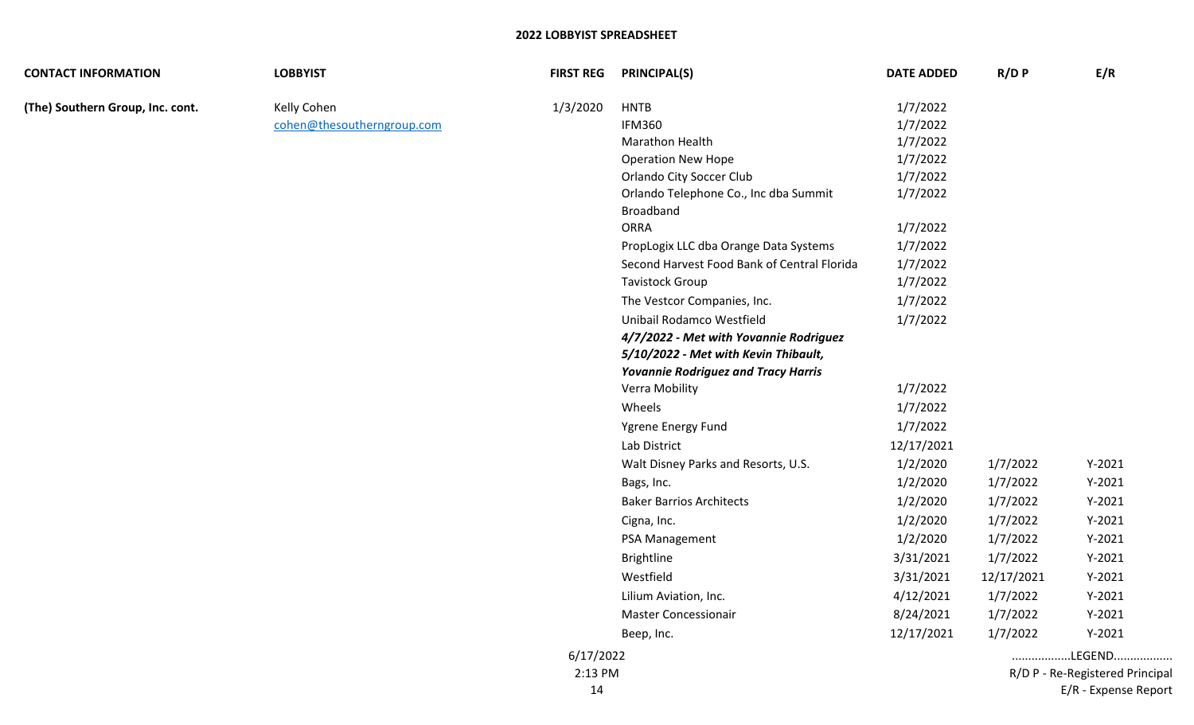## 2022 LOBBYIST SPREADSHEET

| CONTACT INFORMATION | LOBBYIST | FIRST REG | PRINCIPAL(S) | DATE ADDED | R/D P | E/R |
|---|---|---|---|---|---|---|
| **(The) Southern Group, Inc. cont.** | Kelly Cohen<br>cohen@thesoutherngroup.com | 1/3/2020 | HNTB | 1/7/2022 | | |
| | | | IFM360 | 1/7/2022 | | |
| | | | Marathon Health | 1/7/2022 | | |
| | | | Operation New Hope | 1/7/2022 | | |
| | | | Orlando City Soccer Club | 1/7/2022 | | |
| | | | Orlando Telephone Co., Inc dba Summit Broadband | 1/7/2022 | | |
| | | | ORRA | 1/7/2022 | | |
| | | | PropLogix LLC dba Orange Data Systems | 1/7/2022 | | |
| | | | Second Harvest Food Bank of Central Florida | 1/7/2022 | | |
| | | | Tavistock Group | 1/7/2022 | | |
| | | | The Vestcor Companies, Inc. | 1/7/2022 | | |
| | | | Unibail Rodamco Westfield<br>***4/7/2022 - Met with Yovannie Rodriguez***<br>***5/10/2022 - Met with Kevin Thibault, Yovannie Rodriguez and Tracy Harris*** | 1/7/2022 | | |
| | | | Verra Mobility | 1/7/2022 | | |
| | | | Wheels | 1/7/2022 | | |
| | | | Ygrene Energy Fund | 1/7/2022 | | |
| | | | Lab District | 12/17/2021 | | |
| | | | Walt Disney Parks and Resorts, U.S. | 1/2/2020 | 1/7/2022 | Y-2021 |
| | | | Bags, Inc. | 1/2/2020 | 1/7/2022 | Y-2021 |
| | | | Baker Barrios Architects | 1/2/2020 | 1/7/2022 | Y-2021 |
| | | | Cigna, Inc. | 1/2/2020 | 1/7/2022 | Y-2021 |
| | | | PSA Management | 1/2/2020 | 1/7/2022 | Y-2021 |
| | | | Brightline | 3/31/2021 | 1/7/2022 | Y-2021 |
| | | | Westfield | 3/31/2021 | 12/17/2021 | Y-2021 |
| | | | Lilium Aviation, Inc. | 4/12/2021 | 1/7/2022 | Y-2021 |
| | | | Master Concessionair | 8/24/2021 | 1/7/2022 | Y-2021 |
| | | | Beep, Inc. | 12/17/2021 | 1/7/2022 | Y-2021 |

6/17/2022
2:13 PM

.................LEGEND.................
R/D P - Re-Registered Principal
E/R - Expense Report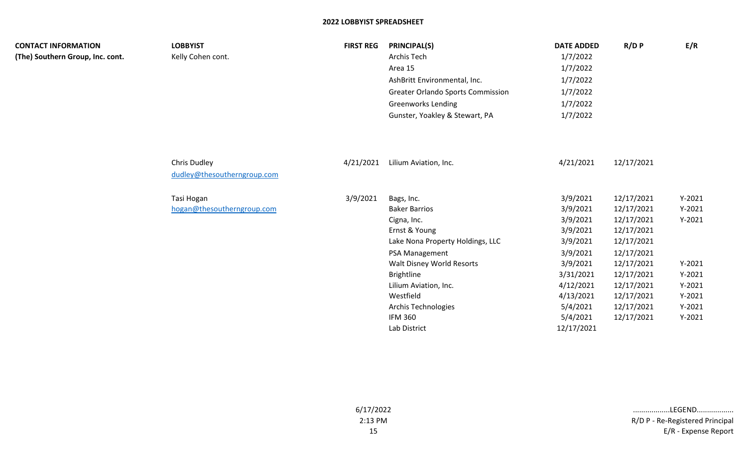## 2022 LOBBYIST SPREADSHEET

| CONTACT INFORMATION | LOBBYIST | FIRST REG | PRINCIPAL(S) | DATE ADDED | R/D P | E/R |
|---|---|---|---|---|---|---|
| **(The) Southern Group, Inc. cont.** | Kelly Cohen cont. | | Archis Tech | 1/7/2022 | | |
| | | | Area 15 | 1/7/2022 | | |
| | | | AshBritt Environmental, Inc. | 1/7/2022 | | |
| | | | Greater Orlando Sports Commission | 1/7/2022 | | |
| | | | Greenworks Lending | 1/7/2022 | | |
| | | | Gunster, Yoakley & Stewart, PA | 1/7/2022 | | |
| | Chris Dudley<br>dudley@thesoutherngroup.com | 4/21/2021 | Lilium Aviation, Inc. | 4/21/2021 | 12/17/2021 | |
| | Tasi Hogan<br>hogan@thesoutherngroup.com | 3/9/2021 | Bags, Inc. | 3/9/2021 | 12/17/2021 | Y-2021 |
| | | | Baker Barrios | 3/9/2021 | 12/17/2021 | Y-2021 |
| | | | Cigna, Inc. | 3/9/2021 | 12/17/2021 | Y-2021 |
| | | | Ernst & Young | 3/9/2021 | 12/17/2021 | |
| | | | Lake Nona Property Holdings, LLC | 3/9/2021 | 12/17/2021 | |
| | | | PSA Management | 3/9/2021 | 12/17/2021 | |
| | | | Walt Disney World Resorts | 3/9/2021 | 12/17/2021 | Y-2021 |
| | | | Brightline | 3/31/2021 | 12/17/2021 | Y-2021 |
| | | | Lilium Aviation, Inc. | 4/12/2021 | 12/17/2021 | Y-2021 |
| | | | Westfield | 4/13/2021 | 12/17/2021 | Y-2021 |
| | | | Archis Technologies | 5/4/2021 | 12/17/2021 | Y-2021 |
| | | | IFM 360 | 5/4/2021 | 12/17/2021 | Y-2021 |
| | | | Lab District | 12/17/2021 | | |

6/17/2022
2:13 PM

.................LEGEND.................
R/D P - Re-Registered Principal
E/R - Expense Report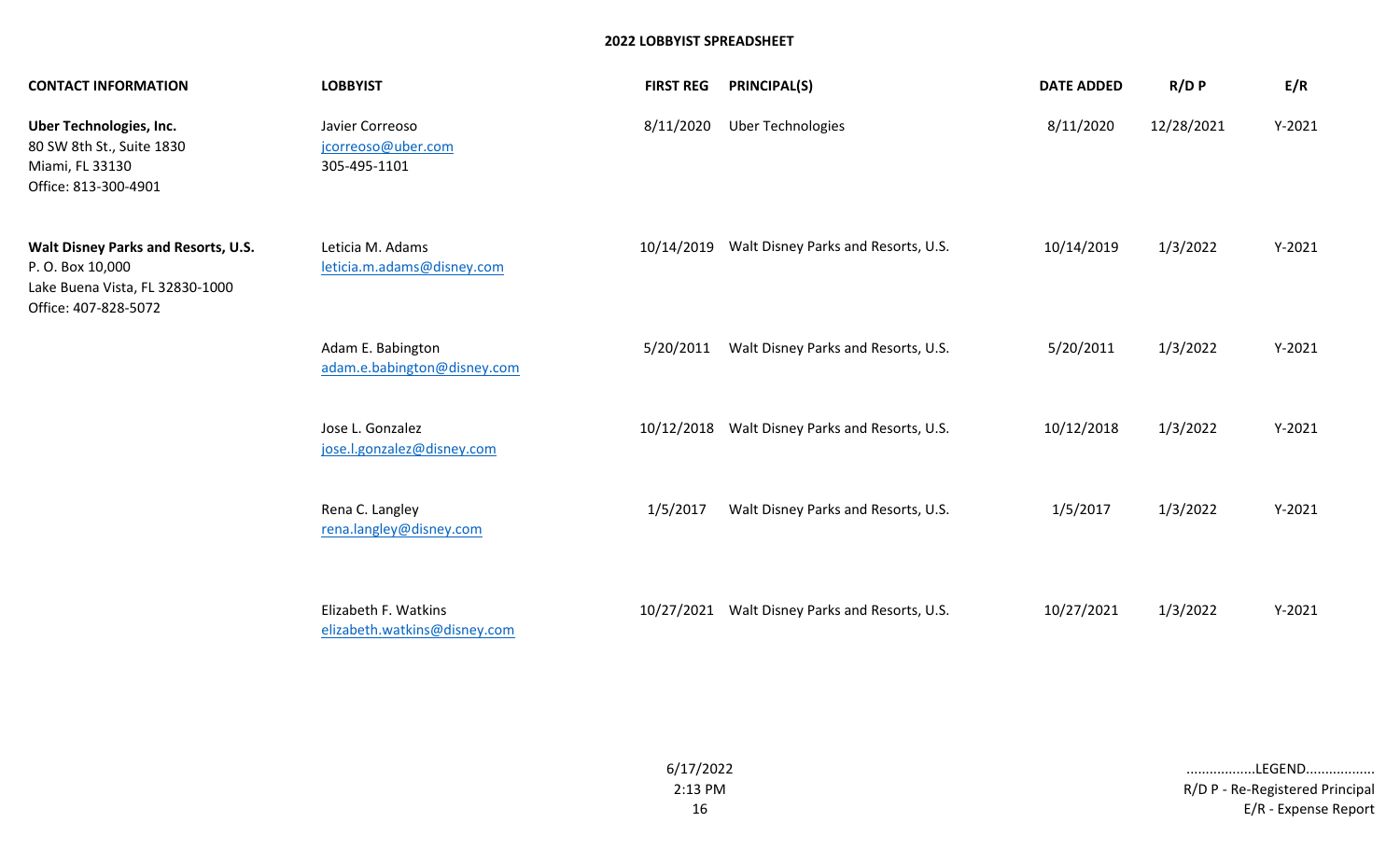**2022 LOBBYIST SPREADSHEET**

| CONTACT INFORMATION | LOBBYIST | FIRST REG | PRINCIPAL(S) | DATE ADDED | R/D P | E/R |
|---|---|---|---|---|---|---|
| **Uber Technologies, Inc.**<br>80 SW 8th St., Suite 1830<br>Miami, FL 33130<br>Office: 813-300-4901 | Javier Correoso<br>jcorreoso@uber.com<br>305-495-1101 | 8/11/2020 | Uber Technologies | 8/11/2020 | 12/28/2021 | Y-2021 |
| **Walt Disney Parks and Resorts, U.S.**<br>P. O. Box 10,000<br>Lake Buena Vista, FL 32830-1000<br>Office: 407-828-5072 | Leticia M. Adams<br>leticia.m.adams@disney.com | 10/14/2019 | Walt Disney Parks and Resorts, U.S. | 10/14/2019 | 1/3/2022 | Y-2021 |
| | Adam E. Babington<br>adam.e.babington@disney.com | 5/20/2011 | Walt Disney Parks and Resorts, U.S. | 5/20/2011 | 1/3/2022 | Y-2021 |
| | Jose L. Gonzalez<br>jose.l.gonzalez@disney.com | 10/12/2018 | Walt Disney Parks and Resorts, U.S. | 10/12/2018 | 1/3/2022 | Y-2021 |
| | Rena C. Langley<br>rena.langley@disney.com | 1/5/2017 | Walt Disney Parks and Resorts, U.S. | 1/5/2017 | 1/3/2022 | Y-2021 |
| | Elizabeth F. Watkins<br>elizabeth.watkins@disney.com | 10/27/2021 | Walt Disney Parks and Resorts, U.S. | 10/27/2021 | 1/3/2022 | Y-2021 |

6/17/2022
2:13 PM

.................LEGEND.................
R/D P - Re-Registered Principal
E/R - Expense Report